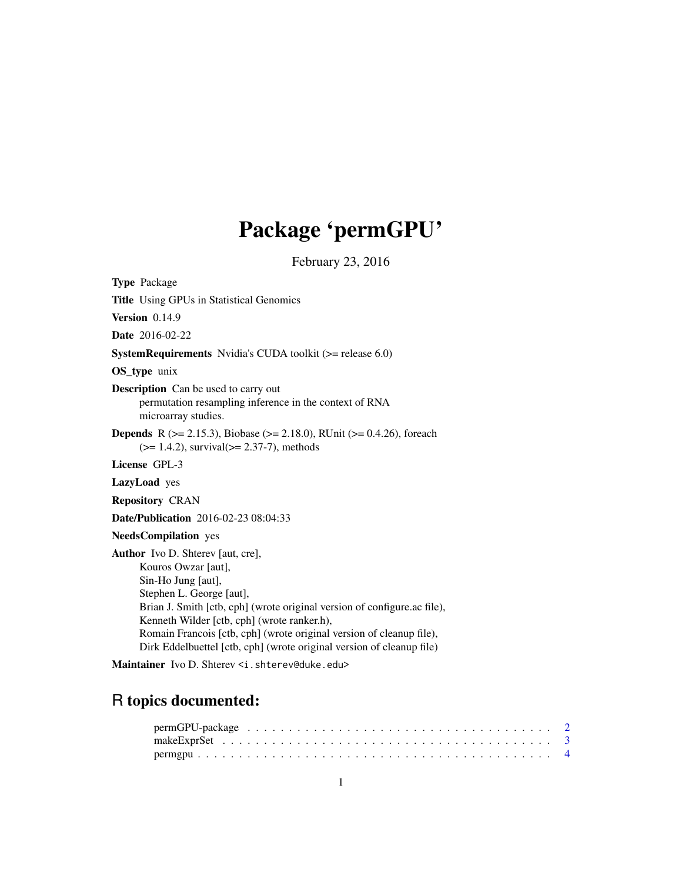# Package 'permGPU'

February 23, 2016

**Type** Package

**Title** Using GPUs in Statistical Genomics

**Version** 0.14.9

**Date** 2016-02-22

**SystemRequirements** Nvidia's CUDA toolkit (>= release 6.0)

**OS_type** unix

**Description** Can be used to carry out permutation resampling inference in the context of RNA microarray studies.

**Depends** R (>= 2.15.3), Biobase (>= 2.18.0), RUnit (>= 0.4.26), foreach (>= 1.4.2), survival(>= 2.37-7), methods

**License** GPL-3

**LazyLoad** yes

**Repository** CRAN

**Date/Publication** 2016-02-23 08:04:33

**NeedsCompilation** yes

**Author** Ivo D. Shterev [aut, cre],
Kouros Owzar [aut],
Sin-Ho Jung [aut],
Stephen L. George [aut],
Brian J. Smith [ctb, cph] (wrote original version of configure.ac file),
Kenneth Wilder [ctb, cph] (wrote ranker.h),
Romain Francois [ctb, cph] (wrote original version of cleanup file),
Dirk Eddelbuettel [ctb, cph] (wrote original version of cleanup file)

**Maintainer** Ivo D. Shterev <i.shterev@duke.edu>

## R topics documented:

permGPU-package . . . . . . . . . . . . . . . . . . . . . . . . . . . . . . . . . . . . 2
makeExprSet . . . . . . . . . . . . . . . . . . . . . . . . . . . . . . . . . . . . . . . 3
permgpu . . . . . . . . . . . . . . . . . . . . . . . . . . . . . . . . . . . . . . . . . 4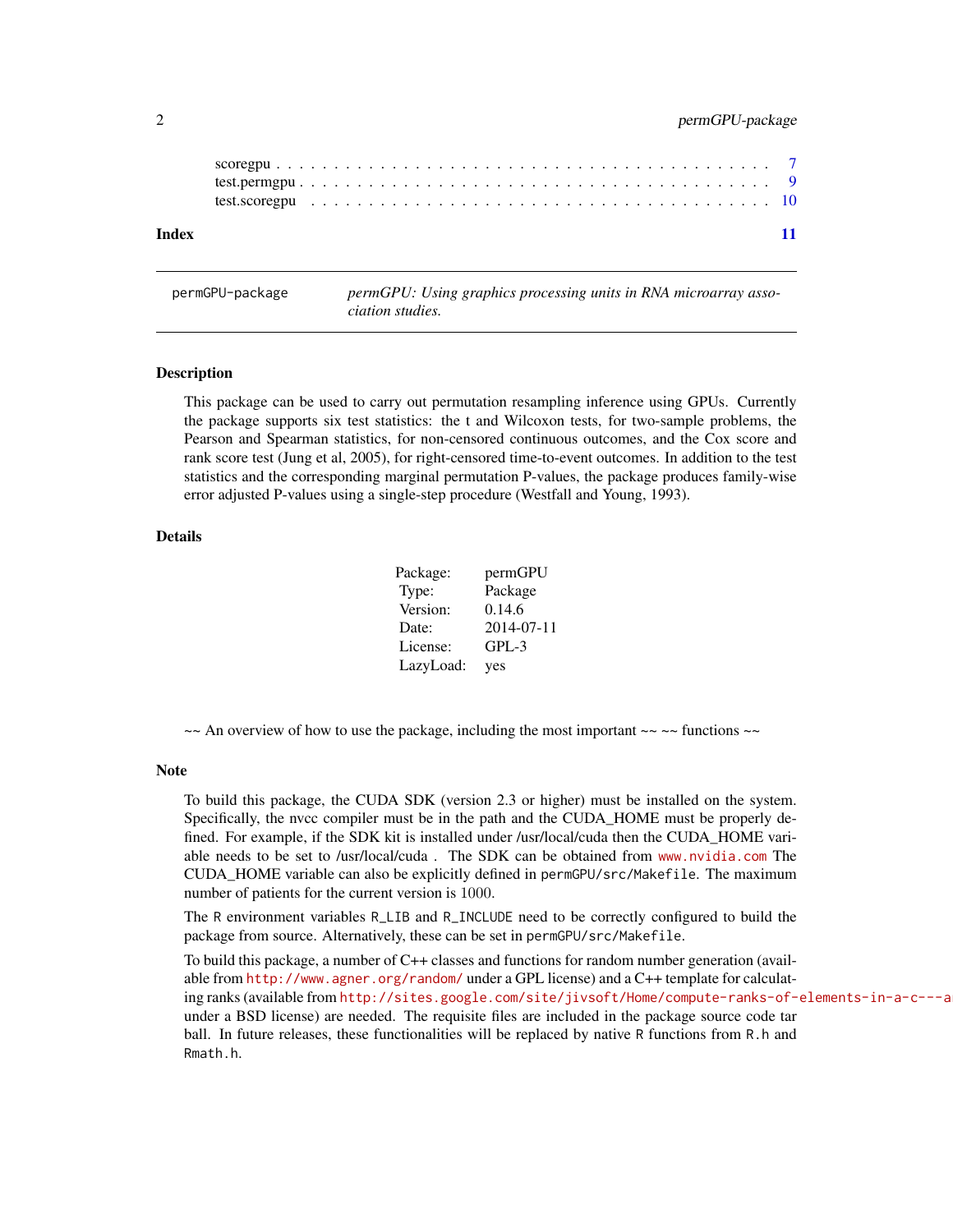scoregpu . . . . . . . . . . . . . . . . . . . . . . . . . . . . . . . . . . . . . . . . 7
test.permgpu . . . . . . . . . . . . . . . . . . . . . . . . . . . . . . . . . . . . . . 9
test.scoregpu . . . . . . . . . . . . . . . . . . . . . . . . . . . . . . . . . . . . . . 10

**Index** **11**

---

permGPU-package    *permGPU: Using graphics processing units in RNA microarray association studies.*

---

### Description

This package can be used to carry out permutation resampling inference using GPUs. Currently the package supports six test statistics: the t and Wilcoxon tests, for two-sample problems, the Pearson and Spearman statistics, for non-censored continuous outcomes, and the Cox score and rank score test (Jung et al, 2005), for right-censored time-to-event outcomes. In addition to the test statistics and the corresponding marginal permutation P-values, the package produces family-wise error adjusted P-values using a single-step procedure (Westfall and Young, 1993).

### Details

| | |
|---|---|
| Package: | permGPU |
| Type: | Package |
| Version: | 0.14.6 |
| Date: | 2014-07-11 |
| License: | GPL-3 |
| LazyLoad: | yes |

~~ An overview of how to use the package, including the most important ~~ ~~ functions ~~

### Note

To build this package, the CUDA SDK (version 2.3 or higher) must be installed on the system. Specifically, the nvcc compiler must be in the path and the CUDA_HOME must be properly defined. For example, if the SDK kit is installed under /usr/local/cuda then the CUDA_HOME variable needs to be set to /usr/local/cuda . The SDK can be obtained from www.nvidia.com The CUDA_HOME variable can also be explicitly defined in `permGPU/src/Makefile`. The maximum number of patients for the current version is 1000.

The R environment variables `R_LIB` and `R_INCLUDE` need to be correctly configured to build the package from source. Alternatively, these can be set in `permGPU/src/Makefile`.

To build this package, a number of C++ classes and functions for random number generation (available from http://www.agner.org/random/ under a GPL license) and a C++ template for calculating ranks (available from http://sites.google.com/site/jivsoft/Home/compute-ranks-of-elements-in-a-c---a under a BSD license) are needed. The requisite files are included in the package source code tar ball. In future releases, these functionalities will be replaced by native R functions from `R.h` and `Rmath.h`.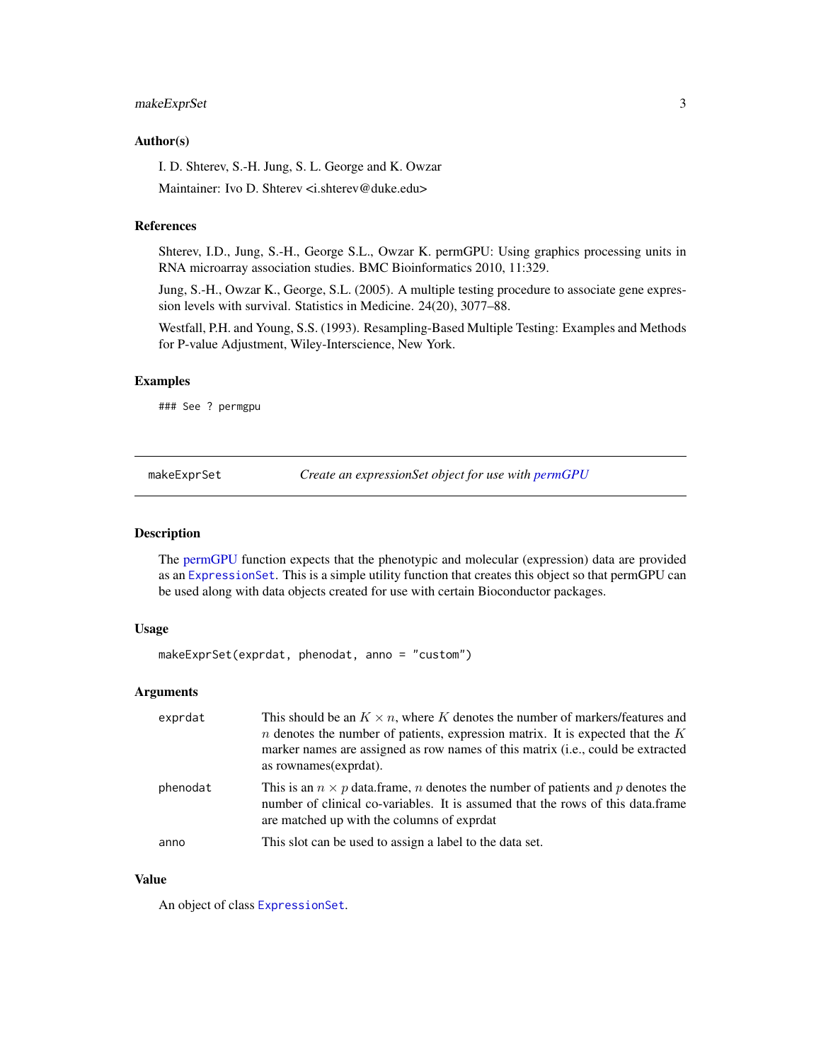### Author(s)

I. D. Shterev, S.-H. Jung, S. L. George and K. Owzar

Maintainer: Ivo D. Shterev <i.shterev@duke.edu>

### References

Shterev, I.D., Jung, S.-H., George S.L., Owzar K. permGPU: Using graphics processing units in RNA microarray association studies. BMC Bioinformatics 2010, 11:329.

Jung, S.-H., Owzar K., George, S.L. (2005). A multiple testing procedure to associate gene expression levels with survival. Statistics in Medicine. 24(20), 3077–88.

Westfall, P.H. and Young, S.S. (1993). Resampling-Based Multiple Testing: Examples and Methods for P-value Adjustment, Wiley-Interscience, New York.

### Examples

```
### See ? permgpu
```

---

## makeExprSet — *Create an expressionSet object for use with permGPU*

### Description

The permGPU function expects that the phenotypic and molecular (expression) data are provided as an `ExpressionSet`. This is a simple utility function that creates this object so that permGPU can be used along with data objects created for use with certain Bioconductor packages.

### Usage

```
makeExprSet(exprdat, phenodat, anno = "custom")
```

### Arguments

| | |
|---|---|
| `exprdat` | This should be an $K \times n$, where $K$ denotes the number of markers/features and $n$ denotes the number of patients, expression matrix. It is expected that the $K$ marker names are assigned as row names of this matrix (i.e., could be extracted as rownames(exprdat). |
| `phenodat` | This is an $n \times p$ data.frame, $n$ denotes the number of patients and $p$ denotes the number of clinical co-variables. It is assumed that the rows of this data.frame are matched up with the columns of exprdat |
| `anno` | This slot can be used to assign a label to the data set. |

### Value

An object of class `ExpressionSet`.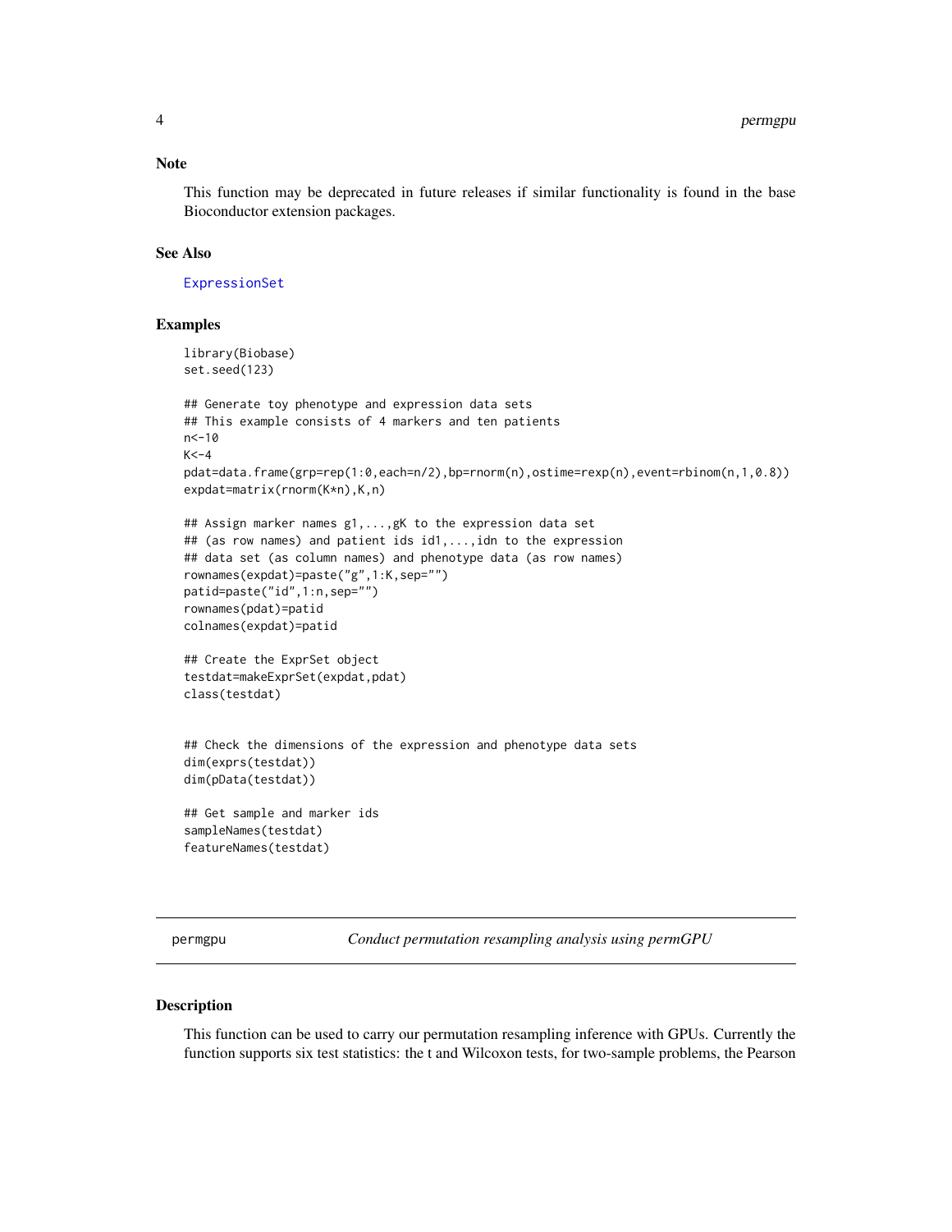### Note

This function may be deprecated in future releases if similar functionality is found in the base Bioconductor extension packages.

### See Also

ExpressionSet

### Examples

```
library(Biobase)
set.seed(123)

## Generate toy phenotype and expression data sets
## This example consists of 4 markers and ten patients
n<-10
K<-4
pdat=data.frame(grp=rep(1:0,each=n/2),bp=rnorm(n),ostime=rexp(n),event=rbinom(n,1,0.8))
expdat=matrix(rnorm(K*n),K,n)

## Assign marker names g1,...,gK to the expression data set
## (as row names) and patient ids id1,...,idn to the expression
## data set (as column names) and phenotype data (as row names)
rownames(expdat)=paste("g",1:K,sep="")
patid=paste("id",1:n,sep="")
rownames(pdat)=patid
colnames(expdat)=patid

## Create the ExprSet object
testdat=makeExprSet(expdat,pdat)
class(testdat)


## Check the dimensions of the expression and phenotype data sets
dim(exprs(testdat))
dim(pData(testdat))

## Get sample and marker ids
sampleNames(testdat)
featureNames(testdat)
```

---

## permgpu — *Conduct permutation resampling analysis using permGPU*

### Description

This function can be used to carry our permutation resampling inference with GPUs. Currently the function supports six test statistics: the t and Wilcoxon tests, for two-sample problems, the Pearson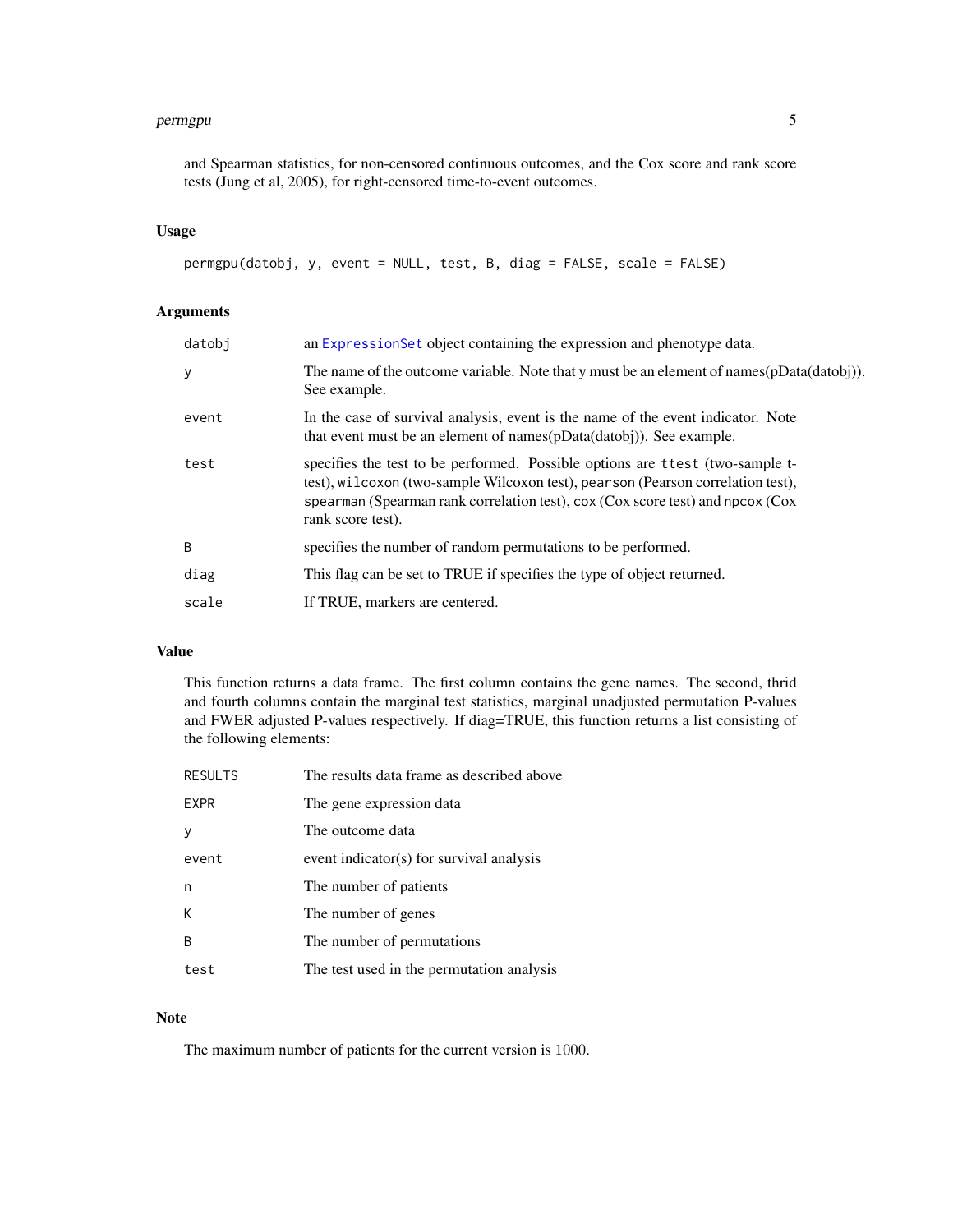and Spearman statistics, for non-censored continuous outcomes, and the Cox score and rank score tests (Jung et al, 2005), for right-censored time-to-event outcomes.

## Usage

```
permgpu(datobj, y, event = NULL, test, B, diag = FALSE, scale = FALSE)
```

## Arguments

| | |
|---|---|
| datobj | an ExpressionSet object containing the expression and phenotype data. |
| y | The name of the outcome variable. Note that y must be an element of names(pData(datobj)). See example. |
| event | In the case of survival analysis, event is the name of the event indicator. Note that event must be an element of names(pData(datobj)). See example. |
| test | specifies the test to be performed. Possible options are `ttest` (two-sample t-test), `wilcoxon` (two-sample Wilcoxon test), `pearson` (Pearson correlation test), `spearman` (Spearman rank correlation test), `cox` (Cox score test) and `npcox` (Cox rank score test). |
| B | specifies the number of random permutations to be performed. |
| diag | This flag can be set to TRUE if specifies the type of object returned. |
| scale | If TRUE, markers are centered. |

## Value

This function returns a data frame. The first column contains the gene names. The second, thrid and fourth columns contain the marginal test statistics, marginal unadjusted permutation P-values and FWER adjusted P-values respectively. If diag=TRUE, this function returns a list consisting of the following elements:

| | |
|---|---|
| RESULTS | The results data frame as described above |
| EXPR | The gene expression data |
| y | The outcome data |
| event | event indicator(s) for survival analysis |
| n | The number of patients |
| K | The number of genes |
| B | The number of permutations |
| test | The test used in the permutation analysis |

## Note

The maximum number of patients for the current version is 1000.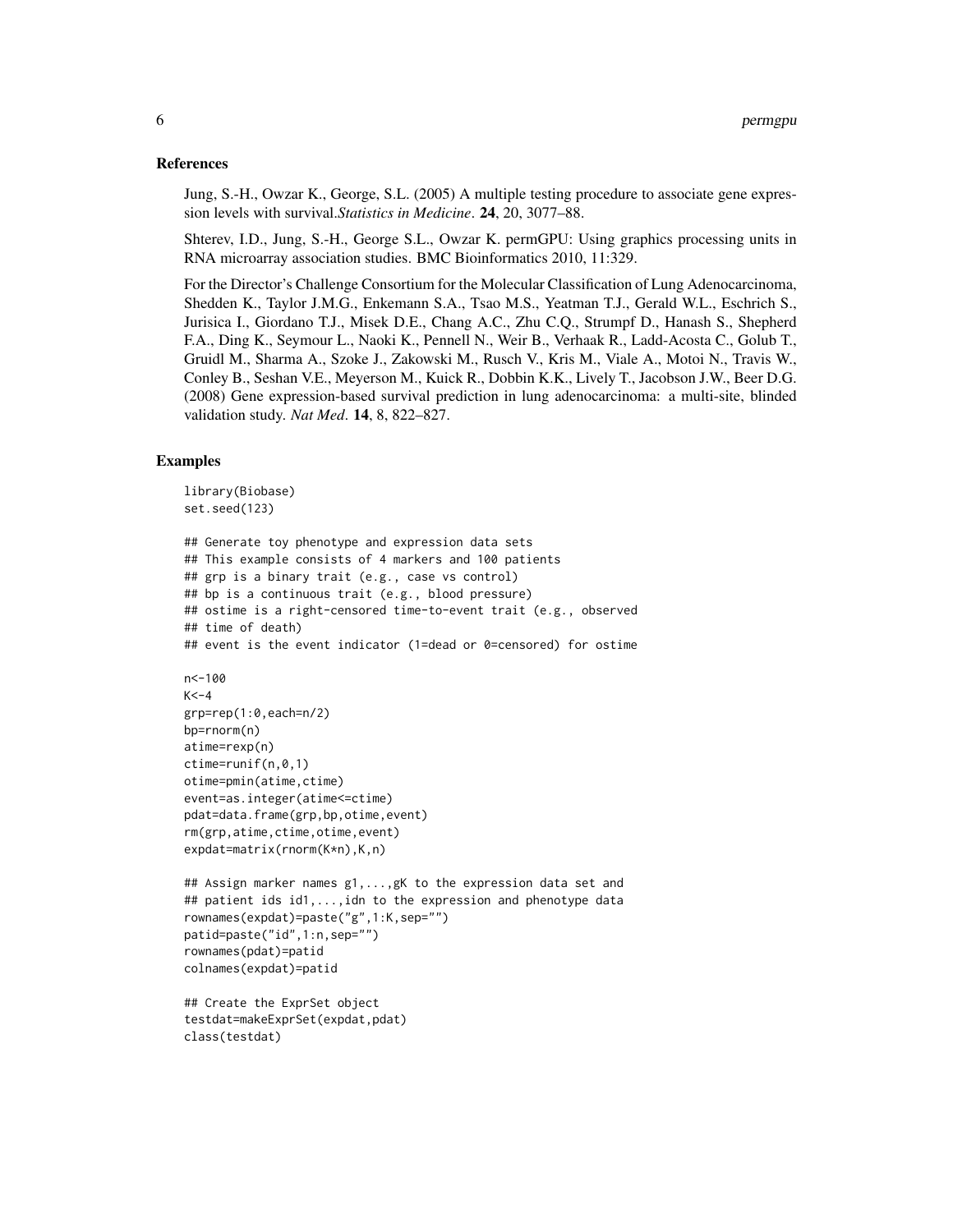## References

Jung, S.-H., Owzar K., George, S.L. (2005) A multiple testing procedure to associate gene expression levels with survival.*Statistics in Medicine*. **24**, 20, 3077–88.

Shterev, I.D., Jung, S.-H., George S.L., Owzar K. permGPU: Using graphics processing units in RNA microarray association studies. BMC Bioinformatics 2010, 11:329.

For the Director's Challenge Consortium for the Molecular Classification of Lung Adenocarcinoma, Shedden K., Taylor J.M.G., Enkemann S.A., Tsao M.S., Yeatman T.J., Gerald W.L., Eschrich S., Jurisica I., Giordano T.J., Misek D.E., Chang A.C., Zhu C.Q., Strumpf D., Hanash S., Shepherd F.A., Ding K., Seymour L., Naoki K., Pennell N., Weir B., Verhaak R., Ladd-Acosta C., Golub T., Gruidl M., Sharma A., Szoke J., Zakowski M., Rusch V., Kris M., Viale A., Motoi N., Travis W., Conley B., Seshan V.E., Meyerson M., Kuick R., Dobbin K.K., Lively T., Jacobson J.W., Beer D.G. (2008) Gene expression-based survival prediction in lung adenocarcinoma: a multi-site, blinded validation study. *Nat Med*. **14**, 8, 822–827.

## Examples

```
library(Biobase)
set.seed(123)

## Generate toy phenotype and expression data sets
## This example consists of 4 markers and 100 patients
## grp is a binary trait (e.g., case vs control)
## bp is a continuous trait (e.g., blood pressure)
## ostime is a right-censored time-to-event trait (e.g., observed
## time of death)
## event is the event indicator (1=dead or 0=censored) for ostime

n<-100
K<-4
grp=rep(1:0,each=n/2)
bp=rnorm(n)
atime=rexp(n)
ctime=runif(n,0,1)
otime=pmin(atime,ctime)
event=as.integer(atime<=ctime)
pdat=data.frame(grp,bp,otime,event)
rm(grp,atime,ctime,otime,event)
expdat=matrix(rnorm(K*n),K,n)

## Assign marker names g1,...,gK to the expression data set and
## patient ids id1,...,idn to the expression and phenotype data
rownames(expdat)=paste("g",1:K,sep="")
patid=paste("id",1:n,sep="")
rownames(pdat)=patid
colnames(expdat)=patid

## Create the ExprSet object
testdat=makeExprSet(expdat,pdat)
class(testdat)
```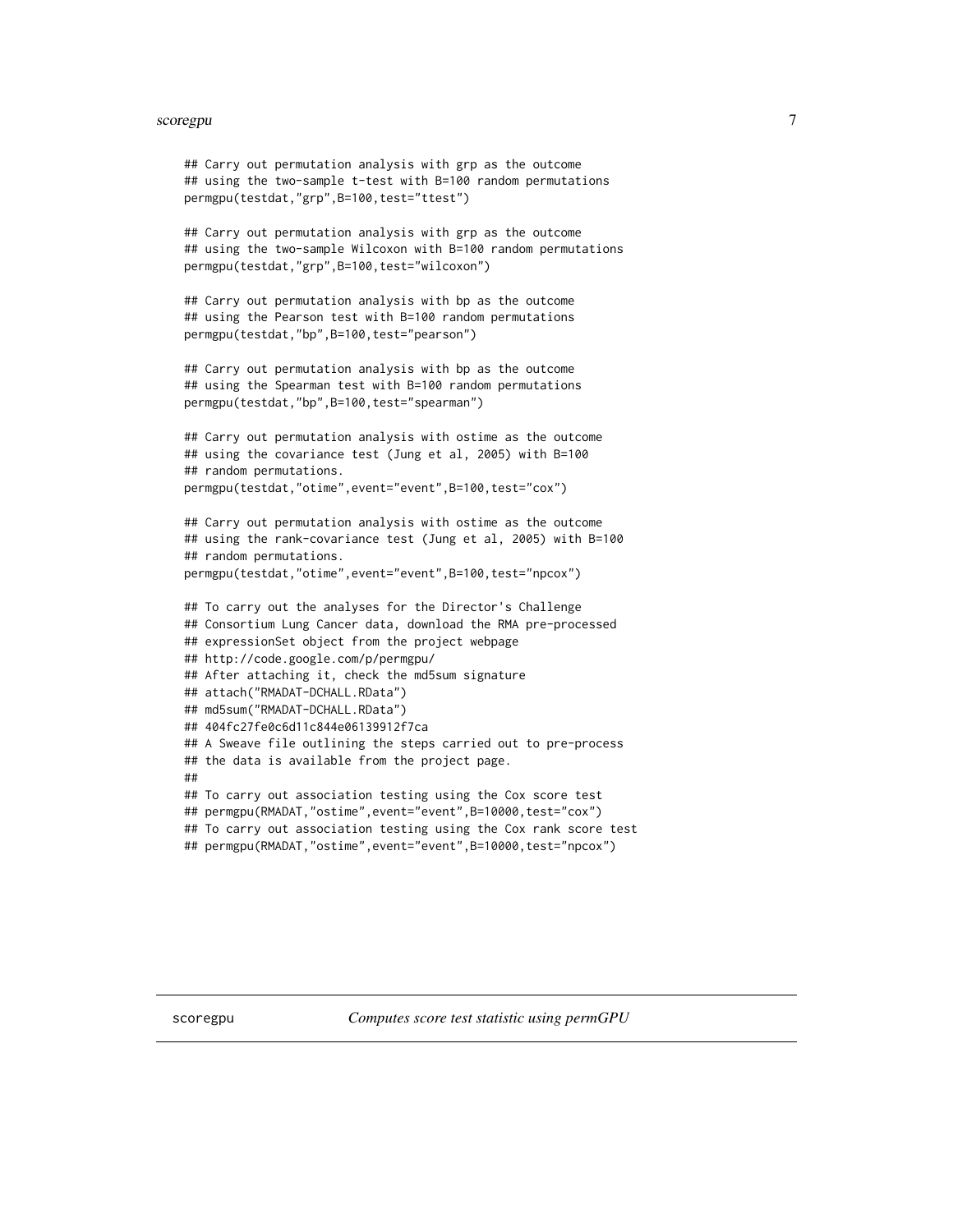```
## Carry out permutation analysis with grp as the outcome
## using the two-sample t-test with B=100 random permutations
permgpu(testdat,"grp",B=100,test="ttest")

## Carry out permutation analysis with grp as the outcome
## using the two-sample Wilcoxon with B=100 random permutations
permgpu(testdat,"grp",B=100,test="wilcoxon")

## Carry out permutation analysis with bp as the outcome
## using the Pearson test with B=100 random permutations
permgpu(testdat,"bp",B=100,test="pearson")

## Carry out permutation analysis with bp as the outcome
## using the Spearman test with B=100 random permutations
permgpu(testdat,"bp",B=100,test="spearman")

## Carry out permutation analysis with ostime as the outcome
## using the covariance test (Jung et al, 2005) with B=100
## random permutations.
permgpu(testdat,"otime",event="event",B=100,test="cox")

## Carry out permutation analysis with ostime as the outcome
## using the rank-covariance test (Jung et al, 2005) with B=100
## random permutations.
permgpu(testdat,"otime",event="event",B=100,test="npcox")

## To carry out the analyses for the Director's Challenge
## Consortium Lung Cancer data, download the RMA pre-processed
## expressionSet object from the project webpage
## http://code.google.com/p/permgpu/
## After attaching it, check the md5sum signature
## attach("RMADAT-DCHALL.RData")
## md5sum("RMADAT-DCHALL.RData")
## 404fc27fe0c6d11c844e06139912f7ca
## A Sweave file outlining the steps carried out to pre-process
## the data is available from the project page.
##
## To carry out association testing using the Cox score test
## permgpu(RMADAT,"ostime",event="event",B=10000,test="cox")
## To carry out association testing using the Cox rank score test
## permgpu(RMADAT,"ostime",event="event",B=10000,test="npcox")
```

---

scoregpu &nbsp;&nbsp;&nbsp;&nbsp; *Computes score test statistic using permGPU*

---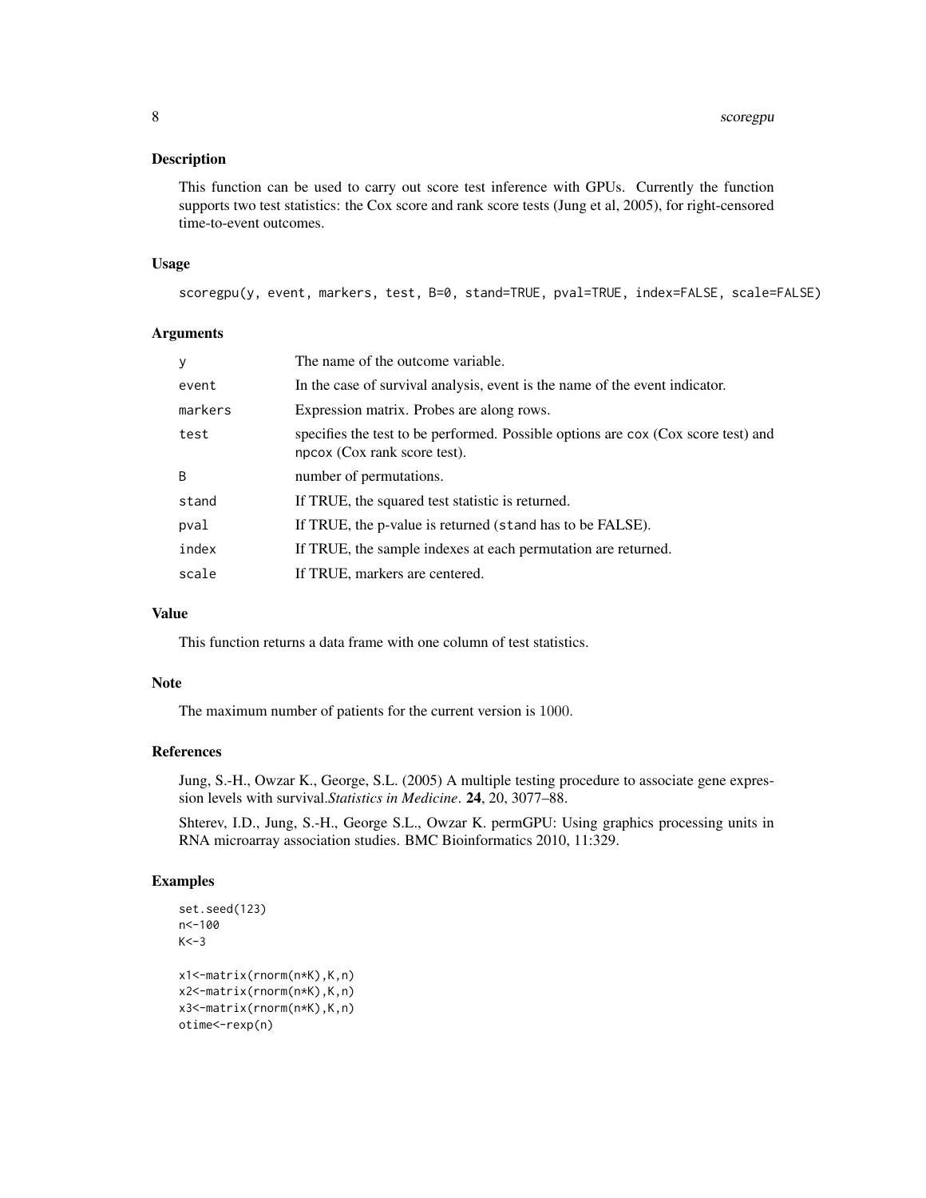### Description

This function can be used to carry out score test inference with GPUs. Currently the function supports two test statistics: the Cox score and rank score tests (Jung et al, 2005), for right-censored time-to-event outcomes.

### Usage

```
scoregpu(y, event, markers, test, B=0, stand=TRUE, pval=TRUE, index=FALSE, scale=FALSE)
```

### Arguments

| | |
|---|---|
| `y` | The name of the outcome variable. |
| `event` | In the case of survival analysis, event is the name of the event indicator. |
| `markers` | Expression matrix. Probes are along rows. |
| `test` | specifies the test to be performed. Possible options are `cox` (Cox score test) and `npcox` (Cox rank score test). |
| `B` | number of permutations. |
| `stand` | If TRUE, the squared test statistic is returned. |
| `pval` | If TRUE, the p-value is returned (`stand` has to be FALSE). |
| `index` | If TRUE, the sample indexes at each permutation are returned. |
| `scale` | If TRUE, markers are centered. |

### Value

This function returns a data frame with one column of test statistics.

### Note

The maximum number of patients for the current version is 1000.

### References

Jung, S.-H., Owzar K., George, S.L. (2005) A multiple testing procedure to associate gene expression levels with survival.*Statistics in Medicine*. **24**, 20, 3077–88.

Shterev, I.D., Jung, S.-H., George S.L., Owzar K. permGPU: Using graphics processing units in RNA microarray association studies. BMC Bioinformatics 2010, 11:329.

### Examples

```
set.seed(123)
n<-100
K<-3

x1<-matrix(rnorm(n*K),K,n)
x2<-matrix(rnorm(n*K),K,n)
x3<-matrix(rnorm(n*K),K,n)
otime<-rexp(n)
```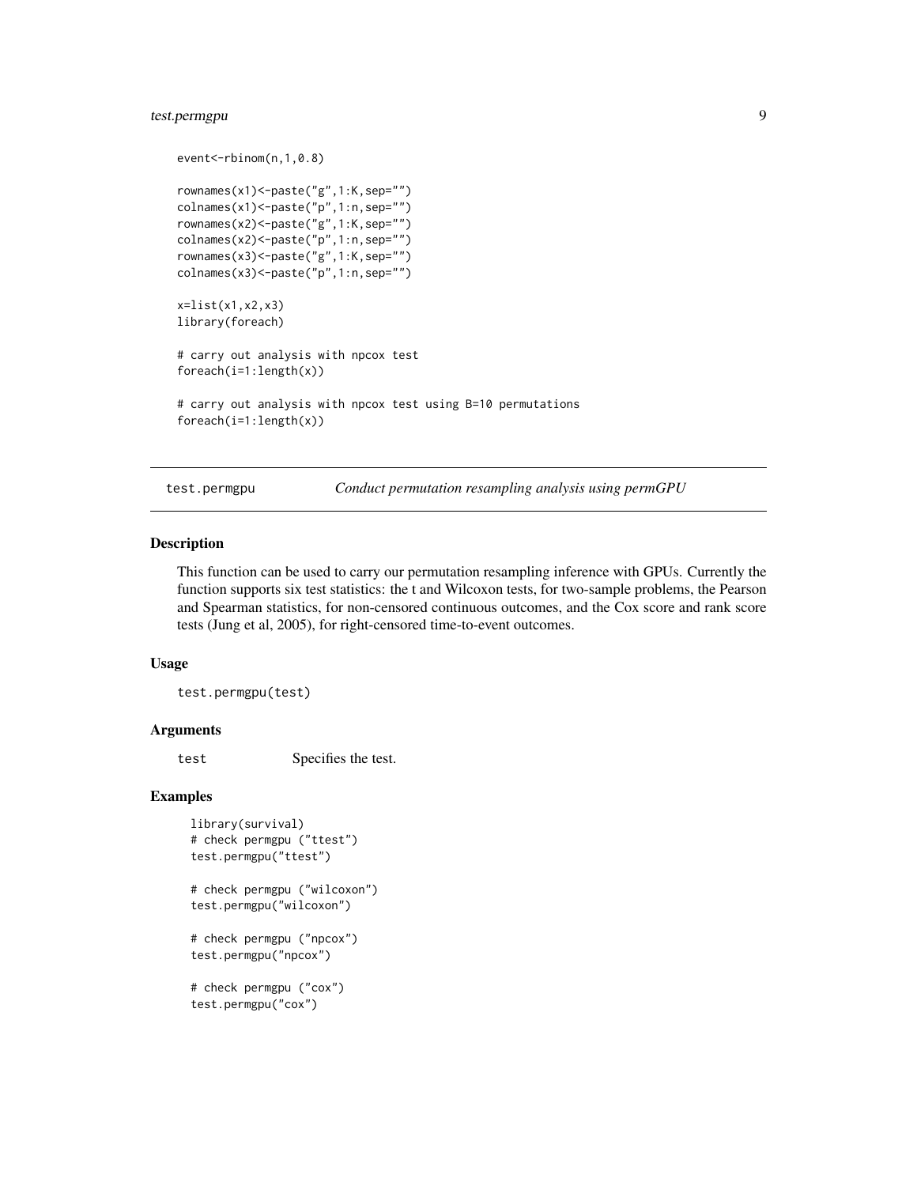```
event<-rbinom(n,1,0.8)

rownames(x1)<-paste("g",1:K,sep="")
colnames(x1)<-paste("p",1:n,sep="")
rownames(x2)<-paste("g",1:K,sep="")
colnames(x2)<-paste("p",1:n,sep="")
rownames(x3)<-paste("g",1:K,sep="")
colnames(x3)<-paste("p",1:n,sep="")

x=list(x1,x2,x3)
library(foreach)

# carry out analysis with npcox test
foreach(i=1:length(x))

# carry out analysis with npcox test using B=10 permutations
foreach(i=1:length(x))
```

## test.permgpu — *Conduct permutation resampling analysis using permGPU*

### Description

This function can be used to carry our permutation resampling inference with GPUs. Currently the function supports six test statistics: the t and Wilcoxon tests, for two-sample problems, the Pearson and Spearman statistics, for non-censored continuous outcomes, and the Cox score and rank score tests (Jung et al, 2005), for right-censored time-to-event outcomes.

### Usage

```
test.permgpu(test)
```

### Arguments

| | |
|---|---|
| test | Specifies the test. |

### Examples

```
library(survival)
# check permgpu ("ttest")
test.permgpu("ttest")

# check permgpu ("wilcoxon")
test.permgpu("wilcoxon")

# check permgpu ("npcox")
test.permgpu("npcox")

# check permgpu ("cox")
test.permgpu("cox")
```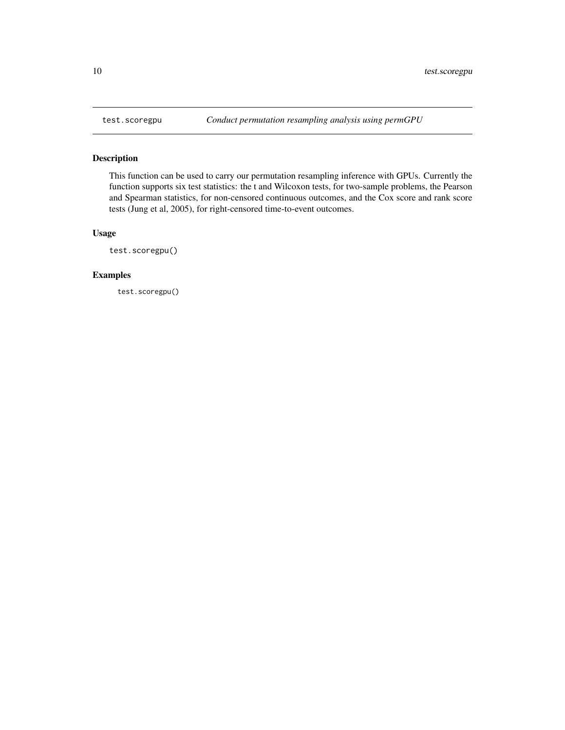`test.scoregpu` *Conduct permutation resampling analysis using permGPU*

## Description

This function can be used to carry our permutation resampling inference with GPUs. Currently the function supports six test statistics: the t and Wilcoxon tests, for two-sample problems, the Pearson and Spearman statistics, for non-censored continuous outcomes, and the Cox score and rank score tests (Jung et al, 2005), for right-censored time-to-event outcomes.

## Usage

```
test.scoregpu()
```

## Examples

```
test.scoregpu()
```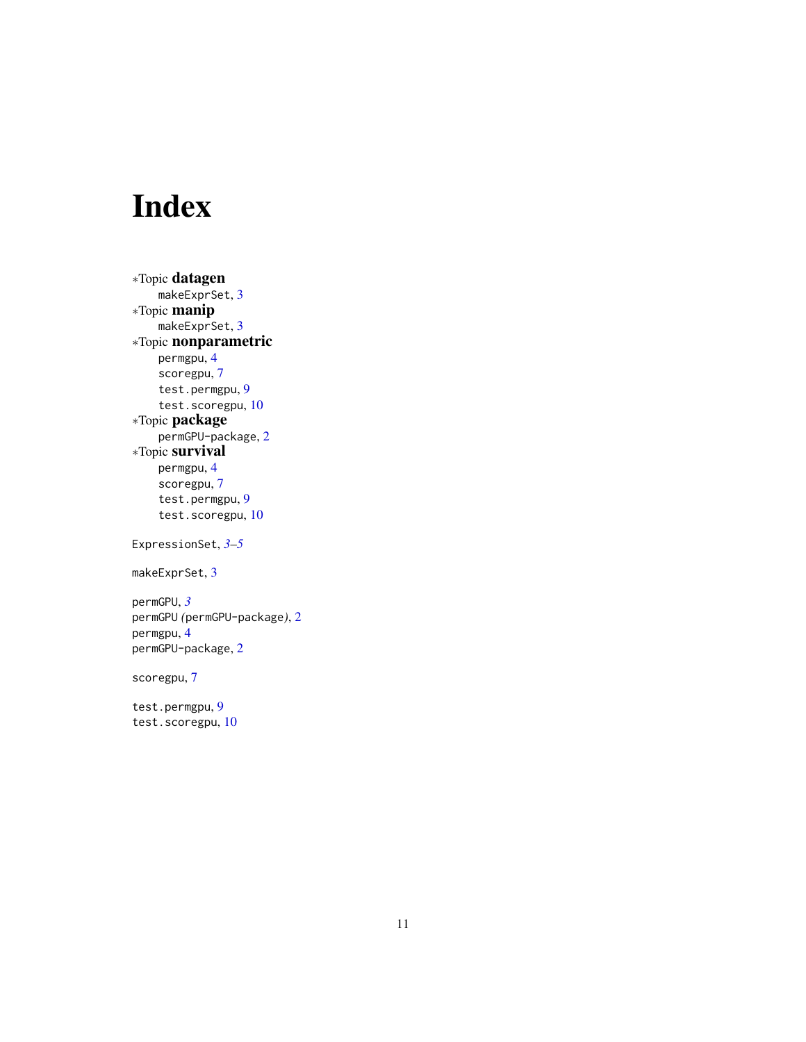# Index

∗Topic **datagen**
  makeExprSet, 3

∗Topic **manip**
  makeExprSet, 3

∗Topic **nonparametric**
  permgpu, 4
  scoregpu, 7
  test.permgpu, 9
  test.scoregpu, 10

∗Topic **package**
  permGPU-package, 2

∗Topic **survival**
  permgpu, 4
  scoregpu, 7
  test.permgpu, 9
  test.scoregpu, 10

ExpressionSet, *3–5*

makeExprSet, 3

permGPU, *3*
permGPU *(*permGPU-package*)*, 2
permgpu, 4
permGPU-package, 2

scoregpu, 7

test.permgpu, 9
test.scoregpu, 10